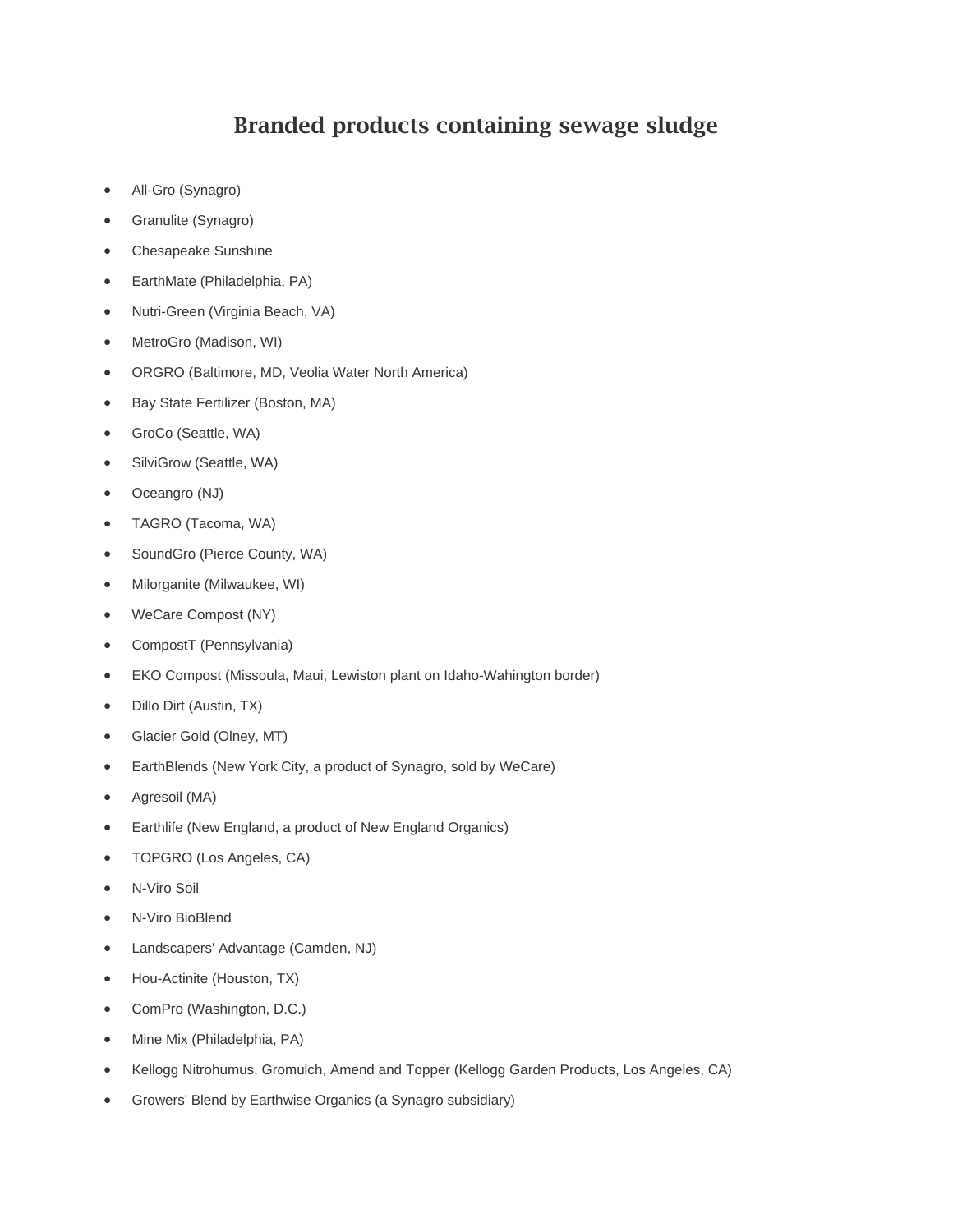# Branded products containing sewage sludge

- All-Gro (Synagro)
- Granulite (Synagro)
- Chesapeake Sunshine
- EarthMate (Philadelphia, PA)
- Nutri-Green (Virginia Beach, VA)
- MetroGro (Madison, WI)
- ORGRO (Baltimore, MD, Veolia Water North America)
- Bay State Fertilizer (Boston, MA)
- GroCo (Seattle, WA)
- SilviGrow (Seattle, WA)
- Oceangro (NJ)
- TAGRO (Tacoma, WA)
- SoundGro (Pierce County, WA)
- Milorganite (Milwaukee, WI)
- WeCare Compost (NY)
- CompostT (Pennsylvania)
- EKO Compost (Missoula, Maui, Lewiston plant on Idaho-Wahington border)
- Dillo Dirt (Austin, TX)
- Glacier Gold (Olney, MT)
- EarthBlends (New York City, a product of Synagro, sold by WeCare)
- Agresoil (MA)
- Earthlife (New England, a product of New England Organics)
- TOPGRO (Los Angeles, CA)
- N-Viro Soil
- N-Viro BioBlend
- Landscapers' Advantage (Camden, NJ)
- Hou-Actinite (Houston, TX)
- ComPro (Washington, D.C.)
- Mine Mix (Philadelphia, PA)
- Kellogg Nitrohumus, Gromulch, Amend and Topper (Kellogg Garden Products, Los Angeles, CA)
- Growers' Blend by Earthwise Organics (a Synagro subsidiary)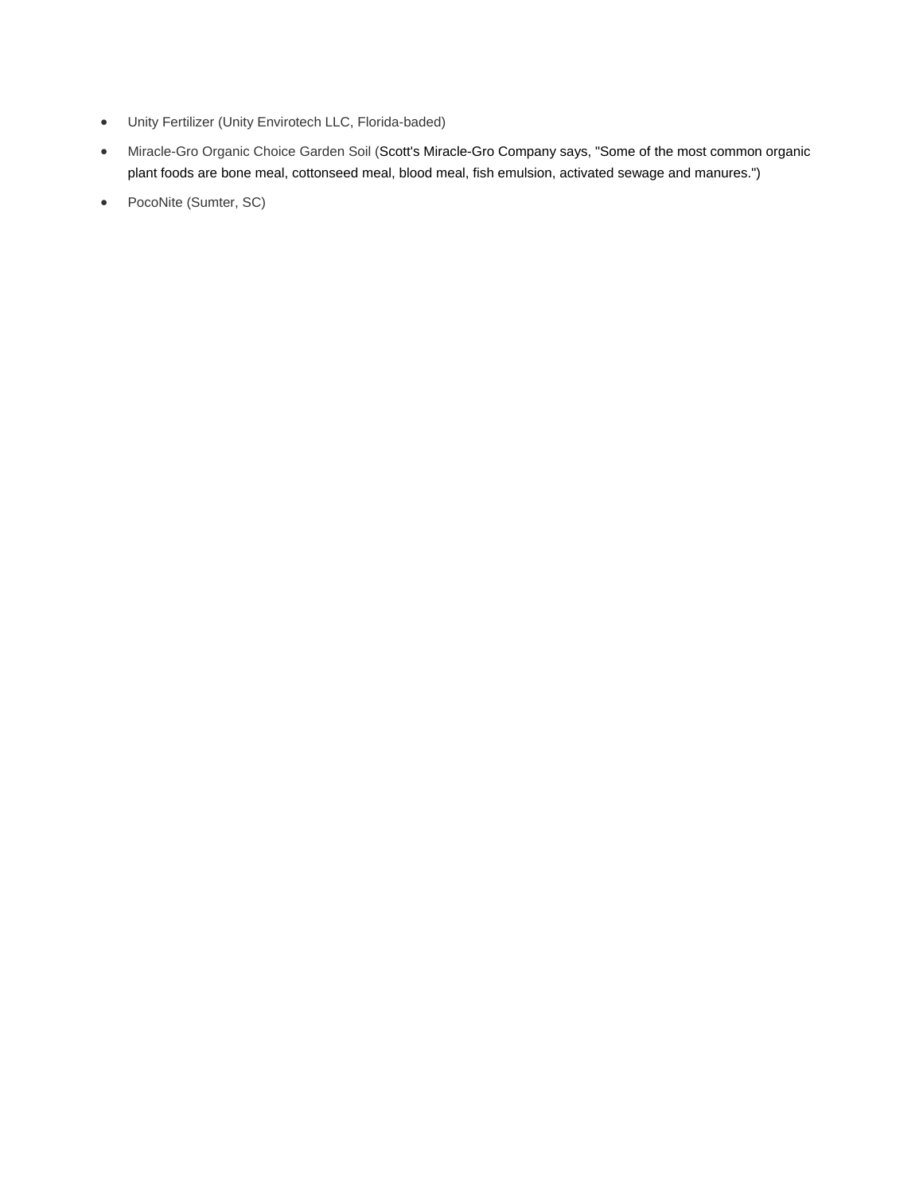- Unity Fertilizer (Unity Envirotech LLC, Florida-baded)
- Miracle-Gro Organic Choice Garden Soil (Scott's Miracle-Gro Company says, "Some of the most common organic plant foods are bone meal, cottonseed meal, blood meal, fish emulsion, activated sewage and manures.")
- PocoNite (Sumter, SC)